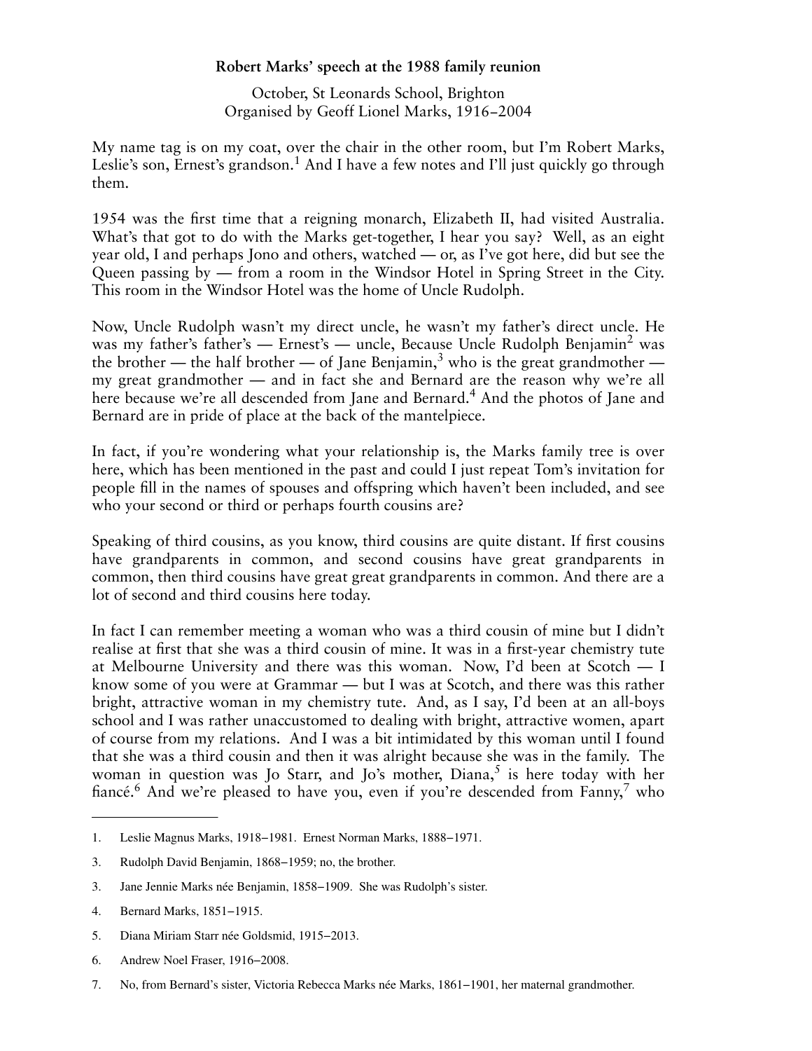**Robert Marks' speech at the 1988 family reunion**

October, St Leonards School, Brighton
Organised by Geoff Lionel Marks, 1916–2004

My name tag is on my coat, over the chair in the other room, but I'm Robert Marks, Leslie's son, Ernest's grandson.[1] And I have a few notes and I'll just quickly go through them.

1954 was the first time that a reigning monarch, Elizabeth II, had visited Australia. What's that got to do with the Marks get-together, I hear you say? Well, as an eight year old, I and perhaps Jono and others, watched — or, as I've got here, did but see the Queen passing by — from a room in the Windsor Hotel in Spring Street in the City. This room in the Windsor Hotel was the home of Uncle Rudolph.

Now, Uncle Rudolph wasn't my direct uncle, he wasn't my father's direct uncle. He was my father's father's — Ernest's — uncle, Because Uncle Rudolph Benjamin[2] was the brother — the half brother — of Jane Benjamin,[3] who is the great grandmother — my great grandmother — and in fact she and Bernard are the reason why we're all here because we're all descended from Jane and Bernard.[4] And the photos of Jane and Bernard are in pride of place at the back of the mantelpiece.

In fact, if you're wondering what your relationship is, the Marks family tree is over here, which has been mentioned in the past and could I just repeat Tom's invitation for people fill in the names of spouses and offspring which haven't been included, and see who your second or third or perhaps fourth cousins are?

Speaking of third cousins, as you know, third cousins are quite distant. If first cousins have grandparents in common, and second cousins have great grandparents in common, then third cousins have great great grandparents in common. And there are a lot of second and third cousins here today.

In fact I can remember meeting a woman who was a third cousin of mine but I didn't realise at first that she was a third cousin of mine. It was in a first-year chemistry tute at Melbourne University and there was this woman. Now, I'd been at Scotch — I know some of you were at Grammar — but I was at Scotch, and there was this rather bright, attractive woman in my chemistry tute. And, as I say, I'd been at an all-boys school and I was rather unaccustomed to dealing with bright, attractive women, apart of course from my relations. And I was a bit intimidated by this woman until I found that she was a third cousin and then it was alright because she was in the family. The woman in question was Jo Starr, and Jo's mother, Diana,[5] is here today with her fiancé.[6] And we're pleased to have you, even if you're descended from Fanny,[7] who

---

1. Leslie Magnus Marks, 1918–1981. Ernest Norman Marks, 1888–1971.
3. Rudolph David Benjamin, 1868–1959; no, the brother.
3. Jane Jennie Marks née Benjamin, 1858–1909. She was Rudolph's sister.
4. Bernard Marks, 1851–1915.
5. Diana Miriam Starr née Goldsmid, 1915–2013.
6. Andrew Noel Fraser, 1916–2008.
7. No, from Bernard's sister, Victoria Rebecca Marks née Marks, 1861–1901, her maternal grandmother.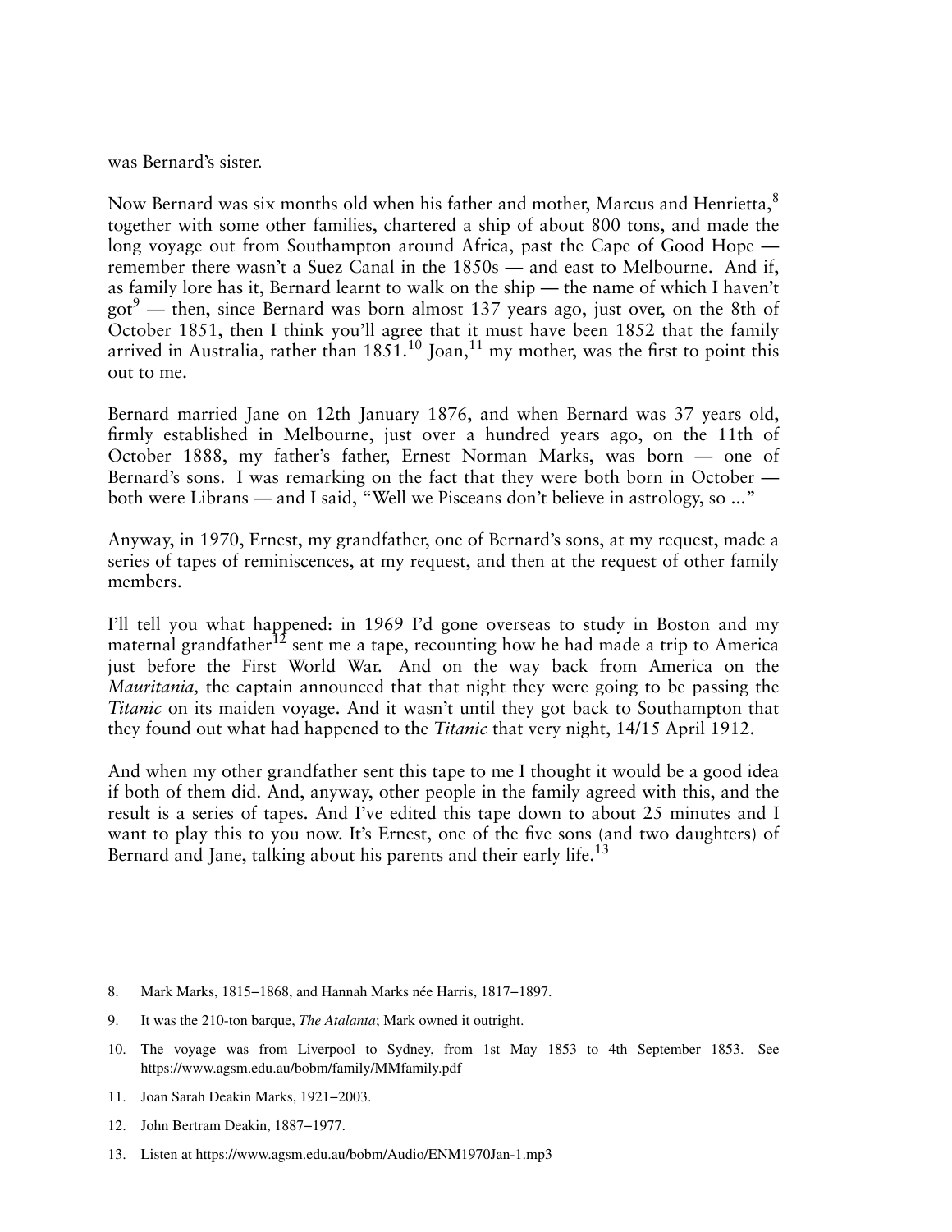was Bernard's sister.

Now Bernard was six months old when his father and mother, Marcus and Henrietta,[8] together with some other families, chartered a ship of about 800 tons, and made the long voyage out from Southampton around Africa, past the Cape of Good Hope — remember there wasn't a Suez Canal in the 1850s — and east to Melbourne. And if, as family lore has it, Bernard learnt to walk on the ship — the name of which I haven't got[9] — then, since Bernard was born almost 137 years ago, just over, on the 8th of October 1851, then I think you'll agree that it must have been 1852 that the family arrived in Australia, rather than 1851.[10] Joan,[11] my mother, was the first to point this out to me.

Bernard married Jane on 12th January 1876, and when Bernard was 37 years old, firmly established in Melbourne, just over a hundred years ago, on the 11th of October 1888, my father's father, Ernest Norman Marks, was born — one of Bernard's sons. I was remarking on the fact that they were both born in October — both were Librans — and I said, "Well we Pisceans don't believe in astrology, so ..."

Anyway, in 1970, Ernest, my grandfather, one of Bernard's sons, at my request, made a series of tapes of reminiscences, at my request, and then at the request of other family members.

I'll tell you what happened: in 1969 I'd gone overseas to study in Boston and my maternal grandfather[12] sent me a tape, recounting how he had made a trip to America just before the First World War. And on the way back from America on the *Mauritania*, the captain announced that that night they were going to be passing the *Titanic* on its maiden voyage. And it wasn't until they got back to Southampton that they found out what had happened to the *Titanic* that very night, 14/15 April 1912.

And when my other grandfather sent this tape to me I thought it would be a good idea if both of them did. And, anyway, other people in the family agreed with this, and the result is a series of tapes. And I've edited this tape down to about 25 minutes and I want to play this to you now. It's Ernest, one of the five sons (and two daughters) of Bernard and Jane, talking about his parents and their early life.[13]

---

8. Mark Marks, 1815–1868, and Hannah Marks née Harris, 1817–1897.

9. It was the 210-ton barque, *The Atalanta*; Mark owned it outright.

10. The voyage was from Liverpool to Sydney, from 1st May 1853 to 4th September 1853. See https://www.agsm.edu.au/bobm/family/MMfamily.pdf

11. Joan Sarah Deakin Marks, 1921–2003.

12. John Bertram Deakin, 1887–1977.

13. Listen at https://www.agsm.edu.au/bobm/Audio/ENM1970Jan-1.mp3